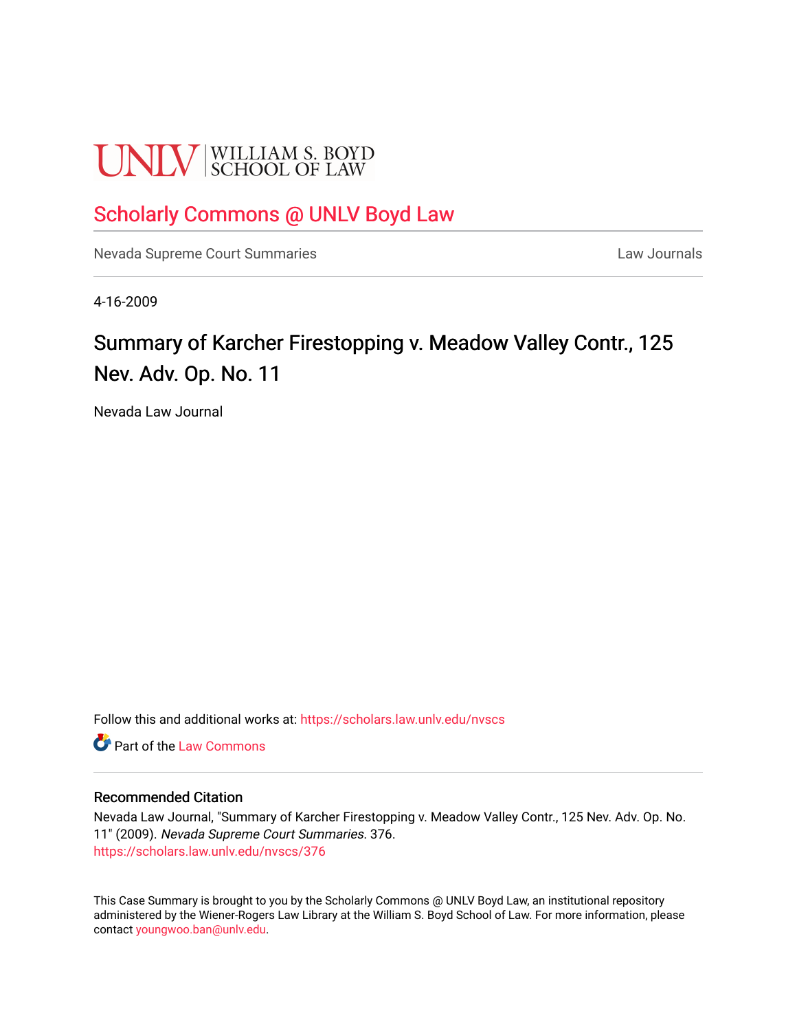UNLV | WILLIAM S. BOYD SCHOOL OF LAW

# Scholarly Commons @ UNLV Boyd Law

Nevada Supreme Court Summaries | Law Journals

4-16-2009

# Summary of Karcher Firestopping v. Meadow Valley Contr., 125 Nev. Adv. Op. No. 11

Nevada Law Journal

Follow this and additional works at: https://scholars.law.unlv.edu/nvscs

Part of the Law Commons

## Recommended Citation

Nevada Law Journal, "Summary of Karcher Firestopping v. Meadow Valley Contr., 125 Nev. Adv. Op. No. 11" (2009). *Nevada Supreme Court Summaries*. 376.
https://scholars.law.unlv.edu/nvscs/376

This Case Summary is brought to you by the Scholarly Commons @ UNLV Boyd Law, an institutional repository administered by the Wiener-Rogers Law Library at the William S. Boyd School of Law. For more information, please contact youngwoo.ban@unlv.edu.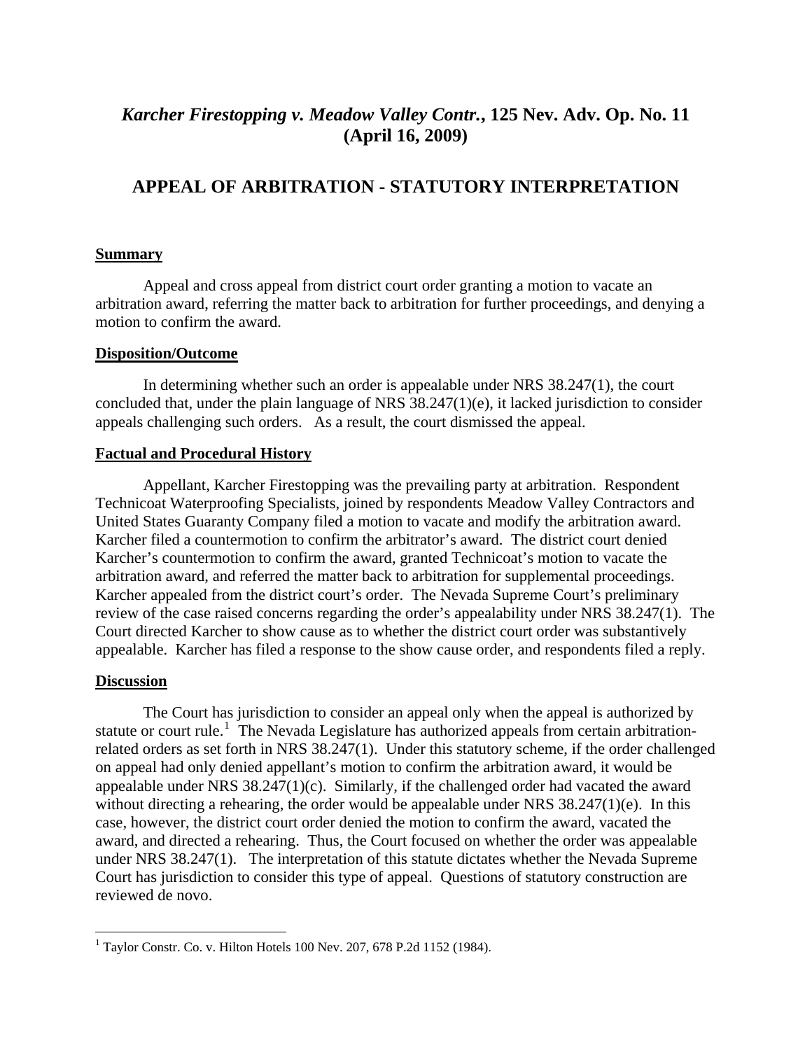## *Karcher Firestopping v. Meadow Valley Contr.*, 125 Nev. Adv. Op. No. 11 (April 16, 2009)

## APPEAL OF ARBITRATION - STATUTORY INTERPRETATION

### Summary

Appeal and cross appeal from district court order granting a motion to vacate an arbitration award, referring the matter back to arbitration for further proceedings, and denying a motion to confirm the award.

### Disposition/Outcome

In determining whether such an order is appealable under NRS 38.247(1), the court concluded that, under the plain language of NRS 38.247(1)(e), it lacked jurisdiction to consider appeals challenging such orders. As a result, the court dismissed the appeal.

### Factual and Procedural History

Appellant, Karcher Firestopping was the prevailing party at arbitration. Respondent Technicoat Waterproofing Specialists, joined by respondents Meadow Valley Contractors and United States Guaranty Company filed a motion to vacate and modify the arbitration award. Karcher filed a countermotion to confirm the arbitrator's award. The district court denied Karcher's countermotion to confirm the award, granted Technicoat's motion to vacate the arbitration award, and referred the matter back to arbitration for supplemental proceedings. Karcher appealed from the district court's order. The Nevada Supreme Court's preliminary review of the case raised concerns regarding the order's appealability under NRS 38.247(1). The Court directed Karcher to show cause as to whether the district court order was substantively appealable. Karcher has filed a response to the show cause order, and respondents filed a reply.

### Discussion

The Court has jurisdiction to consider an appeal only when the appeal is authorized by statute or court rule.[1] The Nevada Legislature has authorized appeals from certain arbitration-related orders as set forth in NRS 38.247(1). Under this statutory scheme, if the order challenged on appeal had only denied appellant's motion to confirm the arbitration award, it would be appealable under NRS 38.247(1)(c). Similarly, if the challenged order had vacated the award without directing a rehearing, the order would be appealable under NRS 38.247(1)(e). In this case, however, the district court order denied the motion to confirm the award, vacated the award, and directed a rehearing. Thus, the Court focused on whether the order was appealable under NRS 38.247(1). The interpretation of this statute dictates whether the Nevada Supreme Court has jurisdiction to consider this type of appeal. Questions of statutory construction are reviewed de novo.

[1] Taylor Constr. Co. v. Hilton Hotels 100 Nev. 207, 678 P.2d 1152 (1984).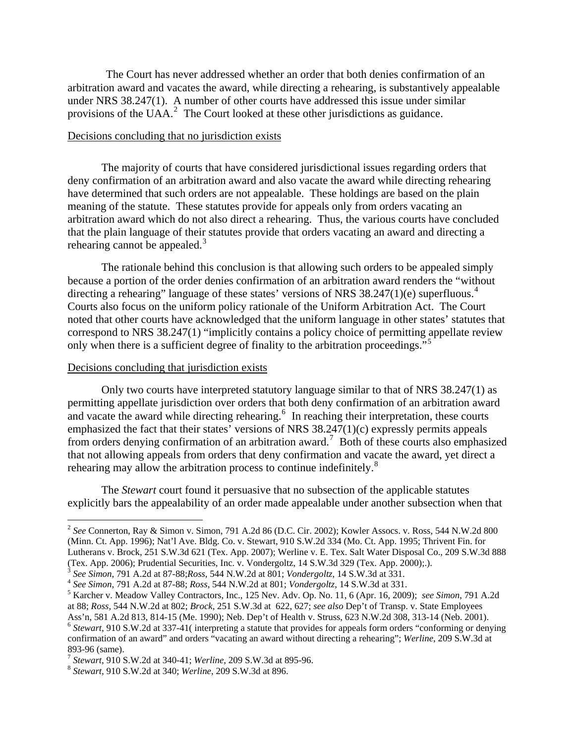The Court has never addressed whether an order that both denies confirmation of an arbitration award and vacates the award, while directing a rehearing, is substantively appealable under NRS 38.247(1). A number of other courts have addressed this issue under similar provisions of the UAA.[2] The Court looked at these other jurisdictions as guidance.

Decisions concluding that no jurisdiction exists

The majority of courts that have considered jurisdictional issues regarding orders that deny confirmation of an arbitration award and also vacate the award while directing rehearing have determined that such orders are not appealable. These holdings are based on the plain meaning of the statute. These statutes provide for appeals only from orders vacating an arbitration award which do not also direct a rehearing. Thus, the various courts have concluded that the plain language of their statutes provide that orders vacating an award and directing a rehearing cannot be appealed.[3]

The rationale behind this conclusion is that allowing such orders to be appealed simply because a portion of the order denies confirmation of an arbitration award renders the "without directing a rehearing" language of these states' versions of NRS 38.247(1)(e) superfluous.[4] Courts also focus on the uniform policy rationale of the Uniform Arbitration Act. The Court noted that other courts have acknowledged that the uniform language in other states' statutes that correspond to NRS 38.247(1) "implicitly contains a policy choice of permitting appellate review only when there is a sufficient degree of finality to the arbitration proceedings."[5]

Decisions concluding that jurisdiction exists

Only two courts have interpreted statutory language similar to that of NRS 38.247(1) as permitting appellate jurisdiction over orders that both deny confirmation of an arbitration award and vacate the award while directing rehearing.[6] In reaching their interpretation, these courts emphasized the fact that their states' versions of NRS 38.247(1)(c) expressly permits appeals from orders denying confirmation of an arbitration award.[7] Both of these courts also emphasized that not allowing appeals from orders that deny confirmation and vacate the award, yet direct a rehearing may allow the arbitration process to continue indefinitely.[8]

The *Stewart* court found it persuasive that no subsection of the applicable statutes explicitly bars the appealability of an order made appealable under another subsection when that

---

[2] *See* Connerton, Ray & Simon v. Simon, 791 A.2d 86 (D.C. Cir. 2002); Kowler Assocs. v. Ross, 544 N.W.2d 800 (Minn. Ct. App. 1996); Nat'l Ave. Bldg. Co. v. Stewart, 910 S.W.2d 334 (Mo. Ct. App. 1995; Thrivent Fin. for Lutherans v. Brock, 251 S.W.3d 621 (Tex. App. 2007); Werline v. E. Tex. Salt Water Disposal Co., 209 S.W.3d 888 (Tex. App. 2006); Prudential Securities, Inc. v. Vondergoltz, 14 S.W.3d 329 (Tex. App. 2000);.).

[3] *See Simon*, 791 A.2d at 87-88;*Ross*, 544 N.W.2d at 801; *Vondergoltz*, 14 S.W.3d at 331.

[4] *See Simon*, 791 A.2d at 87-88; *Ross*, 544 N.W.2d at 801; *Vondergoltz*, 14 S.W.3d at 331.

[5] Karcher v. Meadow Valley Contractors, Inc., 125 Nev. Adv. Op. No. 11, 6 (Apr. 16, 2009); *see Simon*, 791 A.2d at 88; *Ross*, 544 N.W.2d at 802; *Brock*, 251 S.W.3d at 622, 627; *see also* Dep't of Transp. v. State Employees Ass'n, 581 A.2d 813, 814-15 (Me. 1990); Neb. Dep't of Health v. Struss, 623 N.W.2d 308, 313-14 (Neb. 2001).

[6] *Stewart*, 910 S.W.2d at 337-41( interpreting a statute that provides for appeals form orders "conforming or denying confirmation of an award" and orders "vacating an award without directing a rehearing"; *Werline*, 209 S.W.3d at 893-96 (same).

[7] *Stewart*, 910 S.W.2d at 340-41; *Werline*, 209 S.W.3d at 895-96.

[8] *Stewart*, 910 S.W.2d at 340; *Werline*, 209 S.W.3d at 896.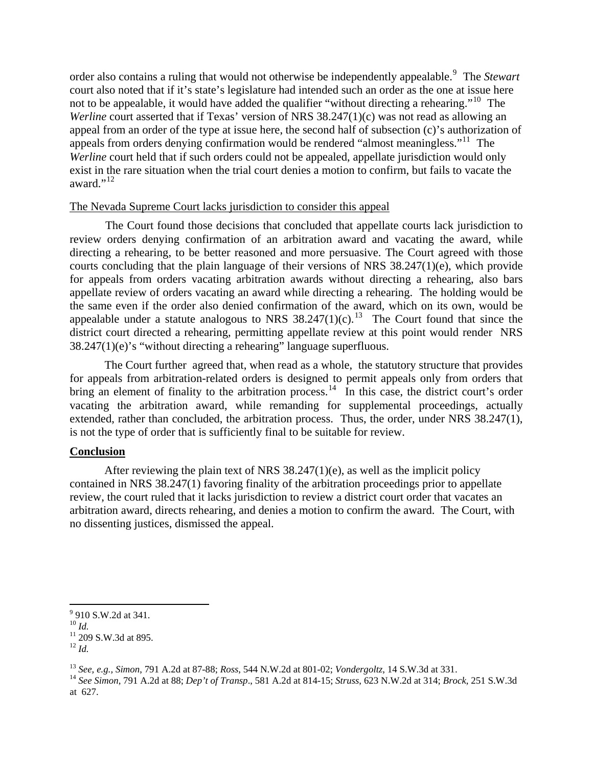order also contains a ruling that would not otherwise be independently appealable.[9] The *Stewart* court also noted that if it's state's legislature had intended such an order as the one at issue here not to be appealable, it would have added the qualifier "without directing a rehearing."[10] The *Werline* court asserted that if Texas' version of NRS 38.247(1)(c) was not read as allowing an appeal from an order of the type at issue here, the second half of subsection (c)'s authorization of appeals from orders denying confirmation would be rendered "almost meaningless."[11] The *Werline* court held that if such orders could not be appealed, appellate jurisdiction would only exist in the rare situation when the trial court denies a motion to confirm, but fails to vacate the award."[12]

<u>The Nevada Supreme Court lacks jurisdiction to consider this appeal</u>

The Court found those decisions that concluded that appellate courts lack jurisdiction to review orders denying confirmation of an arbitration award and vacating the award, while directing a rehearing, to be better reasoned and more persuasive. The Court agreed with those courts concluding that the plain language of their versions of NRS 38.247(1)(e), which provide for appeals from orders vacating arbitration awards without directing a rehearing, also bars appellate review of orders vacating an award while directing a rehearing. The holding would be the same even if the order also denied confirmation of the award, which on its own, would be appealable under a statute analogous to NRS 38.247(1)(c).[13] The Court found that since the district court directed a rehearing, permitting appellate review at this point would render NRS 38.247(1)(e)'s "without directing a rehearing" language superfluous.

The Court further agreed that, when read as a whole, the statutory structure that provides for appeals from arbitration-related orders is designed to permit appeals only from orders that bring an element of finality to the arbitration process.[14] In this case, the district court's order vacating the arbitration award, while remanding for supplemental proceedings, actually extended, rather than concluded, the arbitration process. Thus, the order, under NRS 38.247(1), is not the type of order that is sufficiently final to be suitable for review.

## Conclusion

After reviewing the plain text of NRS 38.247(1)(e), as well as the implicit policy contained in NRS 38.247(1) favoring finality of the arbitration proceedings prior to appellate review, the court ruled that it lacks jurisdiction to review a district court order that vacates an arbitration award, directs rehearing, and denies a motion to confirm the award. The Court, with no dissenting justices, dismissed the appeal.

---

[9] 910 S.W.2d at 341.

[10] *Id.*

[11] 209 S.W.3d at 895.

[12] *Id.*

[13] *See, e.g., Simon*, 791 A.2d at 87-88; *Ross*, 544 N.W.2d at 801-02; *Vondergoltz*, 14 S.W.3d at 331.

[14] *See Simon*, 791 A.2d at 88; *Dep't of Transp*., 581 A.2d at 814-15; *Struss*, 623 N.W.2d at 314; *Brock*, 251 S.W.3d at 627.